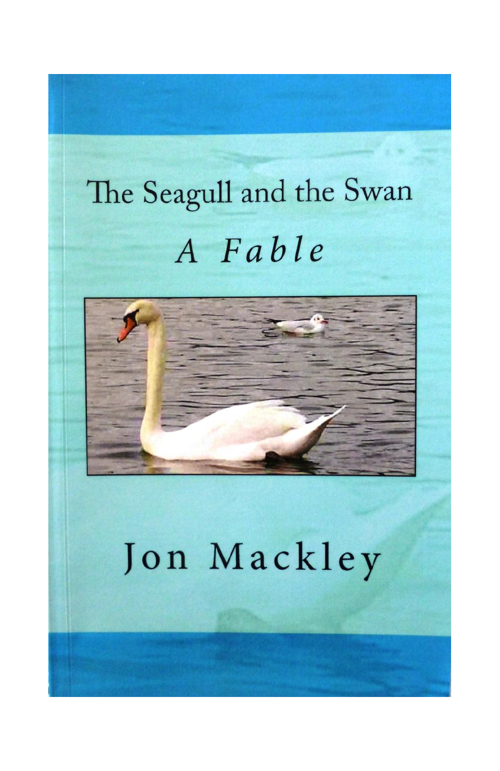# The Seagull and the Swan

## *A Fable*

Jon Mackley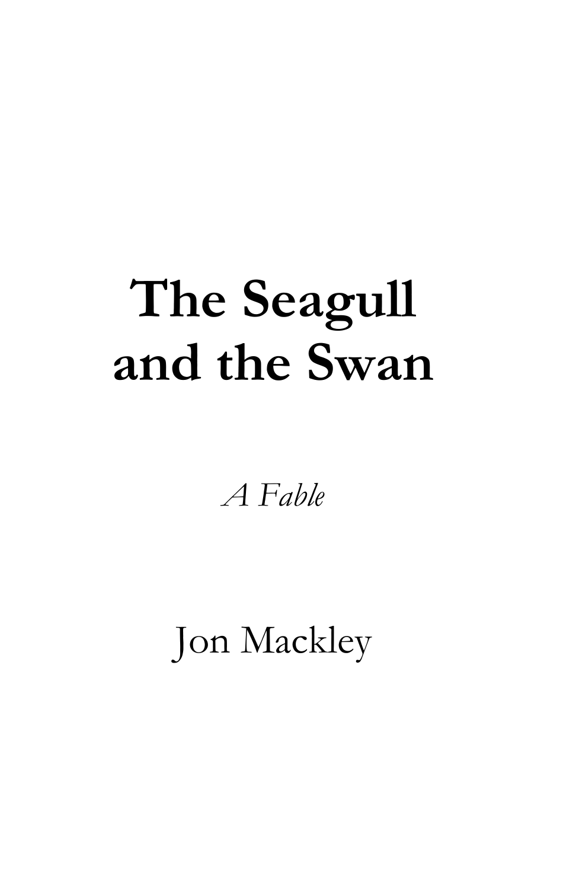# The Seagull and the Swan

*A Fable*

Jon Mackley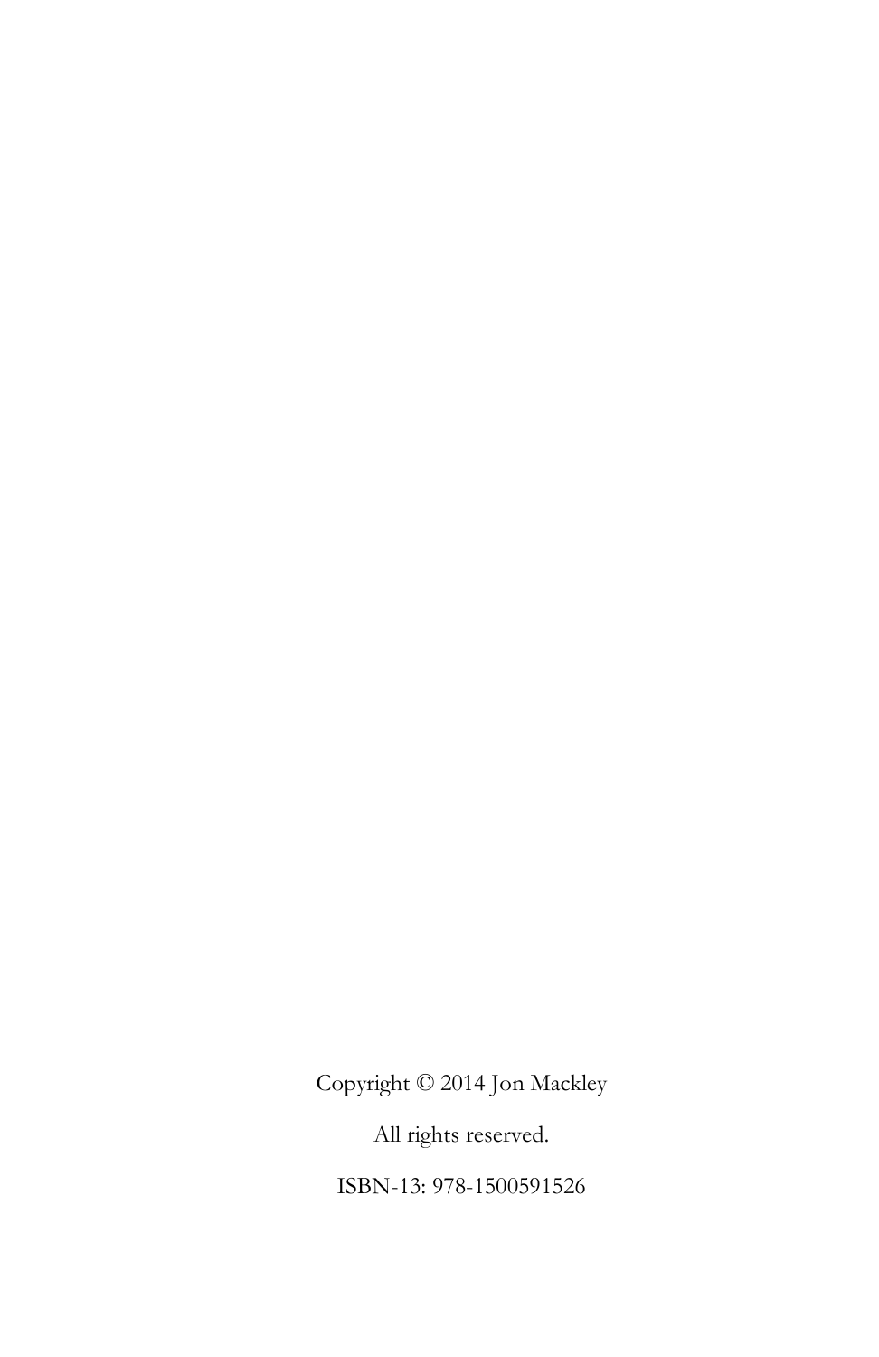Copyright © 2014 Jon Mackley

All rights reserved.

ISBN-13: 978-1500591526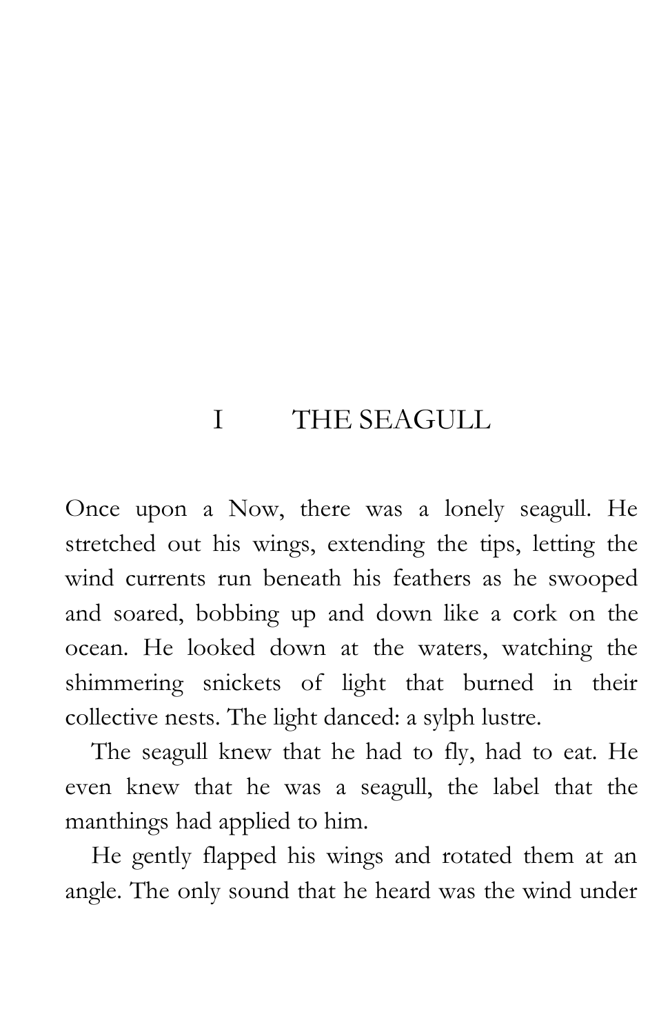# I THE SEAGULL

Once upon a Now, there was a lonely seagull. He stretched out his wings, extending the tips, letting the wind currents run beneath his feathers as he swooped and soared, bobbing up and down like a cork on the ocean. He looked down at the waters, watching the shimmering snickets of light that burned in their collective nests. The light danced: a sylph lustre.

The seagull knew that he had to fly, had to eat. He even knew that he was a seagull, the label that the manthings had applied to him.

He gently flapped his wings and rotated them at an angle. The only sound that he heard was the wind under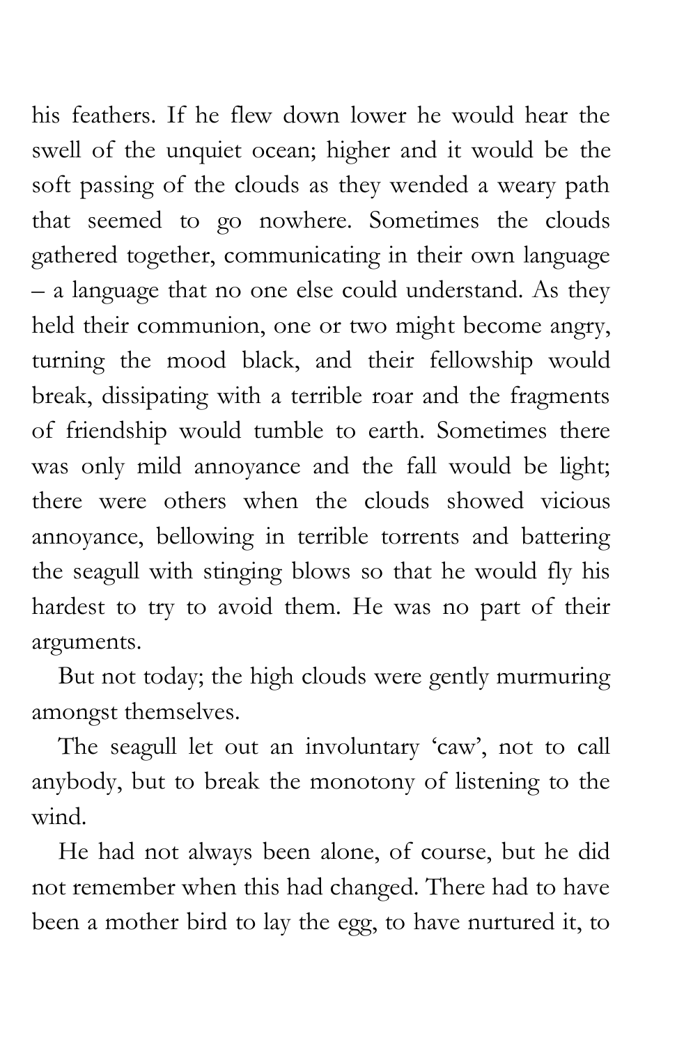his feathers. If he flew down lower he would hear the swell of the unquiet ocean; higher and it would be the soft passing of the clouds as they wended a weary path that seemed to go nowhere. Sometimes the clouds gathered together, communicating in their own language – a language that no one else could understand. As they held their communion, one or two might become angry, turning the mood black, and their fellowship would break, dissipating with a terrible roar and the fragments of friendship would tumble to earth. Sometimes there was only mild annoyance and the fall would be light; there were others when the clouds showed vicious annoyance, bellowing in terrible torrents and battering the seagull with stinging blows so that he would fly his hardest to try to avoid them. He was no part of their arguments.

But not today; the high clouds were gently murmuring amongst themselves.

The seagull let out an involuntary 'caw', not to call anybody, but to break the monotony of listening to the wind.

He had not always been alone, of course, but he did not remember when this had changed. There had to have been a mother bird to lay the egg, to have nurtured it, to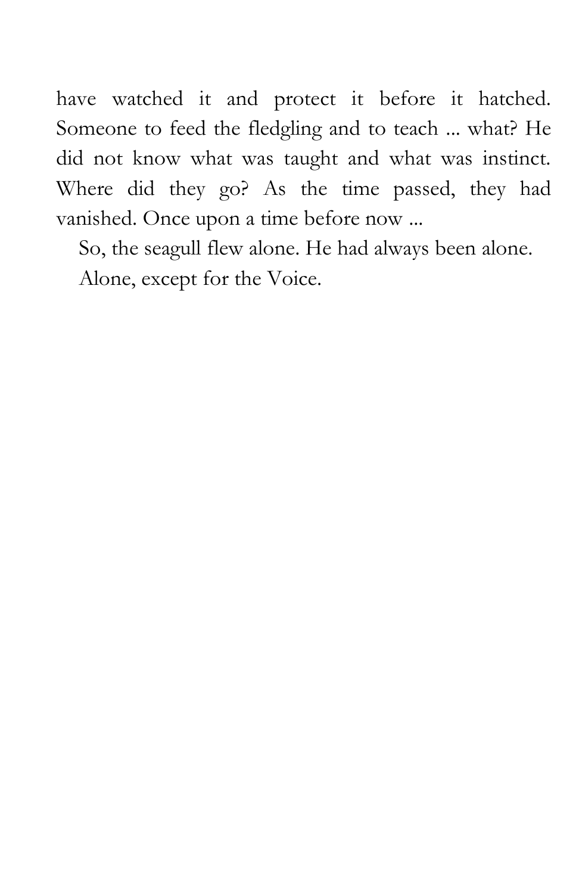have watched it and protect it before it hatched. Someone to feed the fledgling and to teach ... what? He did not know what was taught and what was instinct. Where did they go? As the time passed, they had vanished. Once upon a time before now ...

So, the seagull flew alone. He had always been alone.

Alone, except for the Voice.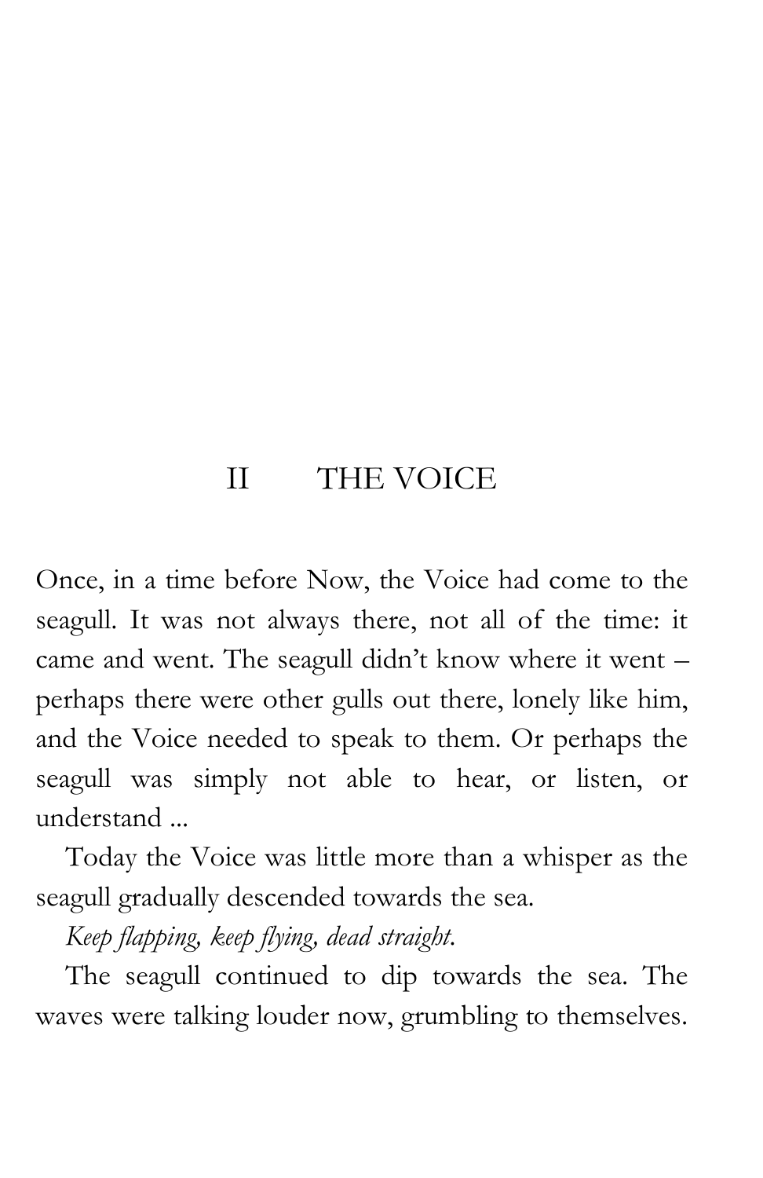# II THE VOICE

Once, in a time before Now, the Voice had come to the seagull. It was not always there, not all of the time: it came and went. The seagull didn't know where it went – perhaps there were other gulls out there, lonely like him, and the Voice needed to speak to them. Or perhaps the seagull was simply not able to hear, or listen, or understand ...

Today the Voice was little more than a whisper as the seagull gradually descended towards the sea.

*Keep flapping, keep flying, dead straight.*

The seagull continued to dip towards the sea. The waves were talking louder now, grumbling to themselves.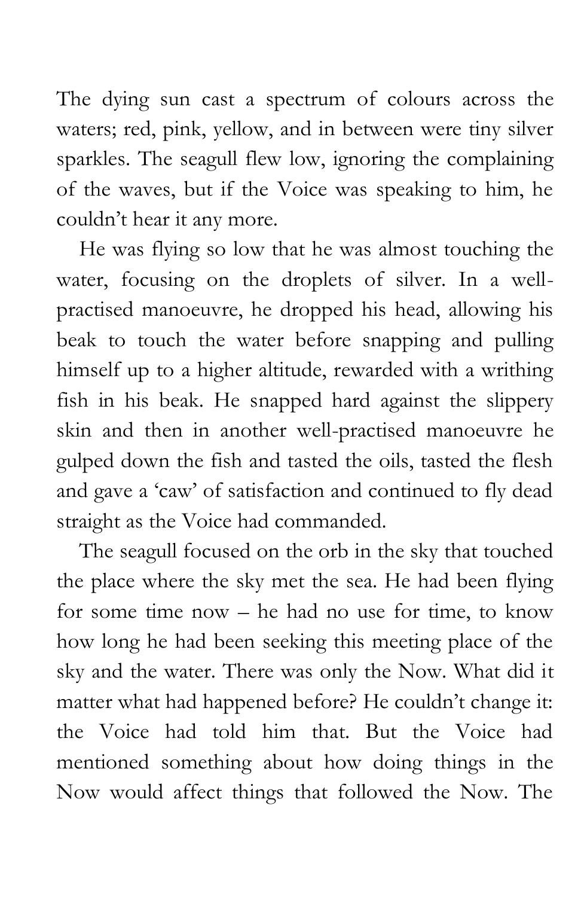The dying sun cast a spectrum of colours across the waters; red, pink, yellow, and in between were tiny silver sparkles. The seagull flew low, ignoring the complaining of the waves, but if the Voice was speaking to him, he couldn't hear it any more.

He was flying so low that he was almost touching the water, focusing on the droplets of silver. In a well-practised manoeuvre, he dropped his head, allowing his beak to touch the water before snapping and pulling himself up to a higher altitude, rewarded with a writhing fish in his beak. He snapped hard against the slippery skin and then in another well-practised manoeuvre he gulped down the fish and tasted the oils, tasted the flesh and gave a 'caw' of satisfaction and continued to fly dead straight as the Voice had commanded.

The seagull focused on the orb in the sky that touched the place where the sky met the sea. He had been flying for some time now – he had no use for time, to know how long he had been seeking this meeting place of the sky and the water. There was only the Now. What did it matter what had happened before? He couldn't change it: the Voice had told him that. But the Voice had mentioned something about how doing things in the Now would affect things that followed the Now. The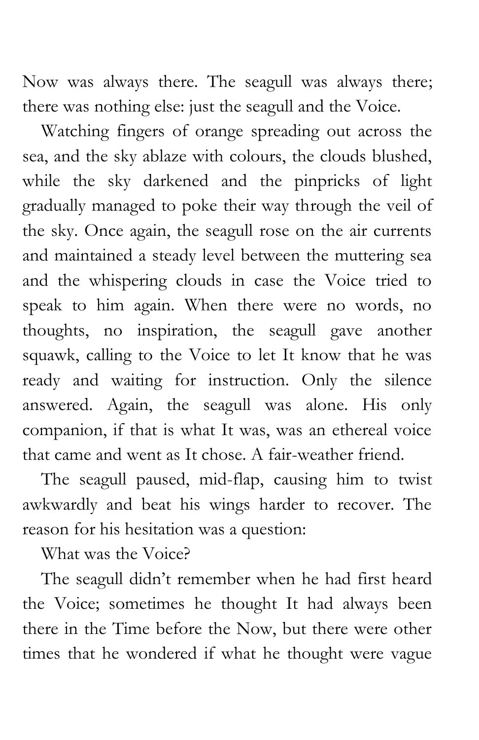Now was always there. The seagull was always there; there was nothing else: just the seagull and the Voice.

Watching fingers of orange spreading out across the sea, and the sky ablaze with colours, the clouds blushed, while the sky darkened and the pinpricks of light gradually managed to poke their way through the veil of the sky. Once again, the seagull rose on the air currents and maintained a steady level between the muttering sea and the whispering clouds in case the Voice tried to speak to him again. When there were no words, no thoughts, no inspiration, the seagull gave another squawk, calling to the Voice to let It know that he was ready and waiting for instruction. Only the silence answered. Again, the seagull was alone. His only companion, if that is what It was, was an ethereal voice that came and went as It chose. A fair-weather friend.

The seagull paused, mid-flap, causing him to twist awkwardly and beat his wings harder to recover. The reason for his hesitation was a question:

What was the Voice?

The seagull didn't remember when he had first heard the Voice; sometimes he thought It had always been there in the Time before the Now, but there were other times that he wondered if what he thought were vague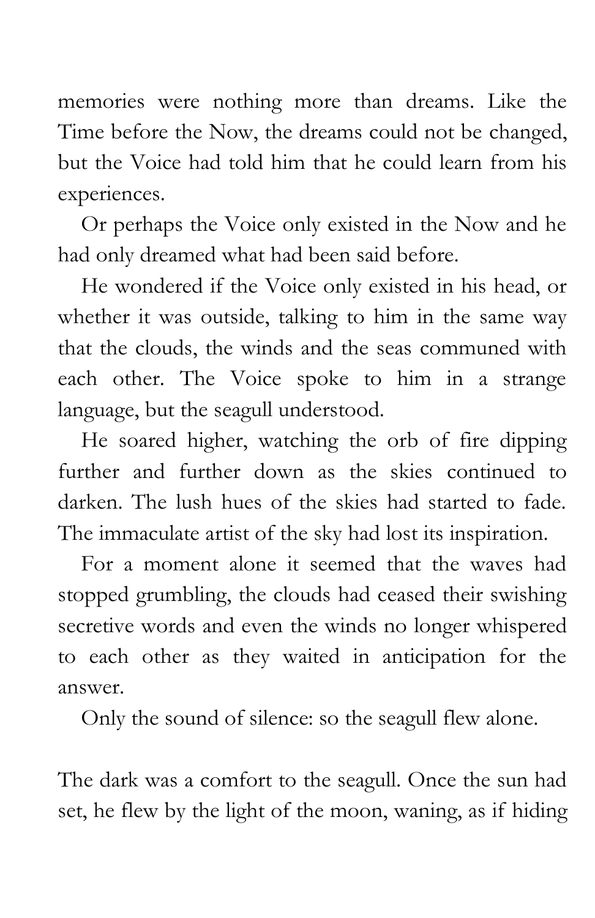memories were nothing more than dreams. Like the Time before the Now, the dreams could not be changed, but the Voice had told him that he could learn from his experiences.

Or perhaps the Voice only existed in the Now and he had only dreamed what had been said before.

He wondered if the Voice only existed in his head, or whether it was outside, talking to him in the same way that the clouds, the winds and the seas communed with each other. The Voice spoke to him in a strange language, but the seagull understood.

He soared higher, watching the orb of fire dipping further and further down as the skies continued to darken. The lush hues of the skies had started to fade. The immaculate artist of the sky had lost its inspiration.

For a moment alone it seemed that the waves had stopped grumbling, the clouds had ceased their swishing secretive words and even the winds no longer whispered to each other as they waited in anticipation for the answer.

Only the sound of silence: so the seagull flew alone.

The dark was a comfort to the seagull. Once the sun had set, he flew by the light of the moon, waning, as if hiding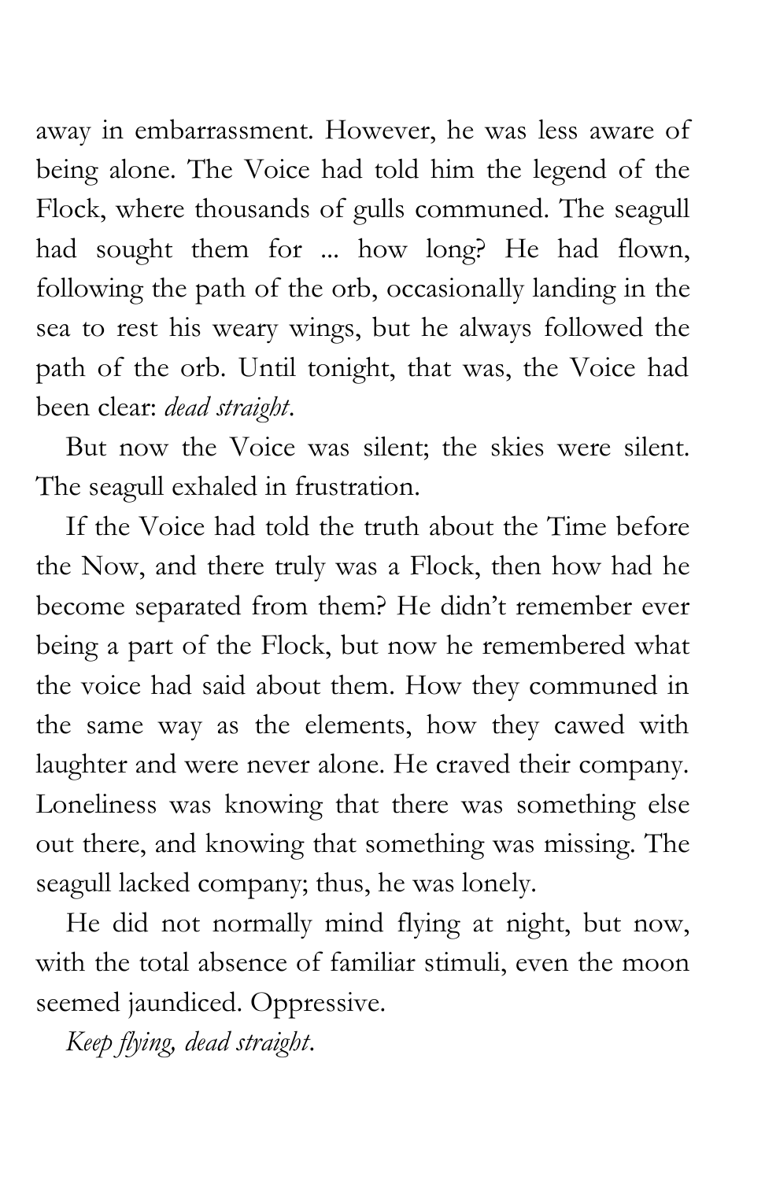away in embarrassment. However, he was less aware of being alone. The Voice had told him the legend of the Flock, where thousands of gulls communed. The seagull had sought them for ... how long? He had flown, following the path of the orb, occasionally landing in the sea to rest his weary wings, but he always followed the path of the orb. Until tonight, that was, the Voice had been clear: *dead straight*.

But now the Voice was silent; the skies were silent. The seagull exhaled in frustration.

If the Voice had told the truth about the Time before the Now, and there truly was a Flock, then how had he become separated from them? He didn't remember ever being a part of the Flock, but now he remembered what the voice had said about them. How they communed in the same way as the elements, how they cawed with laughter and were never alone. He craved their company. Loneliness was knowing that there was something else out there, and knowing that something was missing. The seagull lacked company; thus, he was lonely.

He did not normally mind flying at night, but now, with the total absence of familiar stimuli, even the moon seemed jaundiced. Oppressive.

*Keep flying, dead straight*.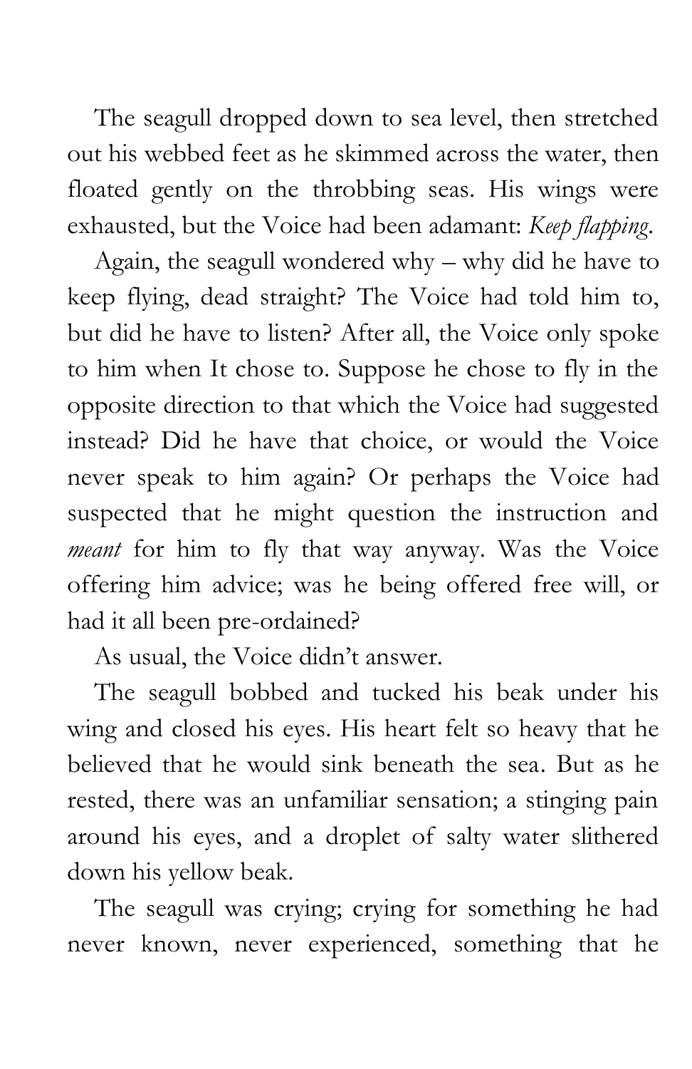The seagull dropped down to sea level, then stretched out his webbed feet as he skimmed across the water, then floated gently on the throbbing seas. His wings were exhausted, but the Voice had been adamant: *Keep flapping*.

Again, the seagull wondered why – why did he have to keep flying, dead straight? The Voice had told him to, but did he have to listen? After all, the Voice only spoke to him when It chose to. Suppose he chose to fly in the opposite direction to that which the Voice had suggested instead? Did he have that choice, or would the Voice never speak to him again? Or perhaps the Voice had suspected that he might question the instruction and *meant* for him to fly that way anyway. Was the Voice offering him advice; was he being offered free will, or had it all been pre-ordained?

As usual, the Voice didn't answer.

The seagull bobbed and tucked his beak under his wing and closed his eyes. His heart felt so heavy that he believed that he would sink beneath the sea. But as he rested, there was an unfamiliar sensation; a stinging pain around his eyes, and a droplet of salty water slithered down his yellow beak.

The seagull was crying; crying for something he had never known, never experienced, something that he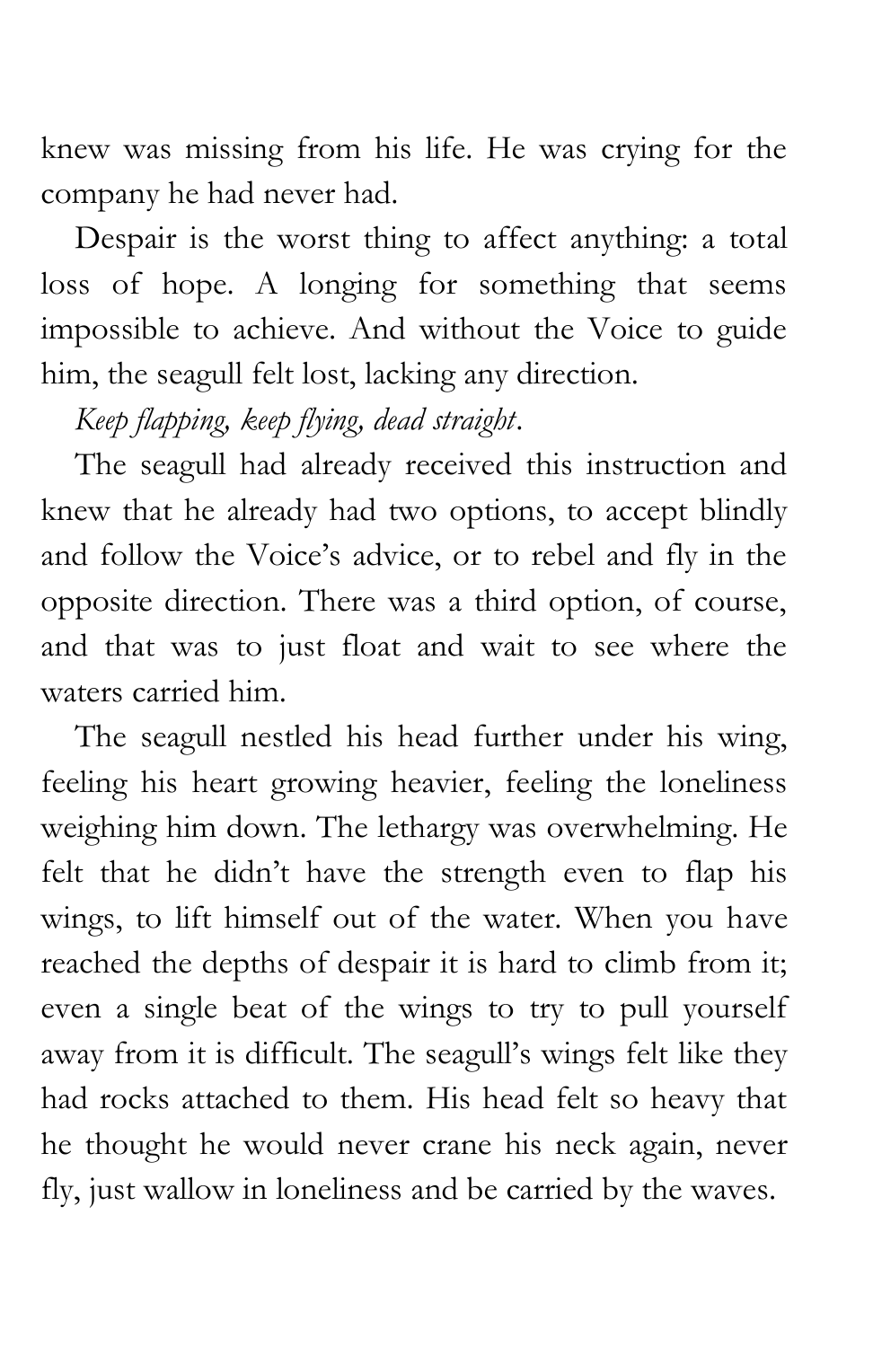knew was missing from his life. He was crying for the company he had never had.

Despair is the worst thing to affect anything: a total loss of hope. A longing for something that seems impossible to achieve. And without the Voice to guide him, the seagull felt lost, lacking any direction.

*Keep flapping, keep flying, dead straight*.

The seagull had already received this instruction and knew that he already had two options, to accept blindly and follow the Voice's advice, or to rebel and fly in the opposite direction. There was a third option, of course, and that was to just float and wait to see where the waters carried him.

The seagull nestled his head further under his wing, feeling his heart growing heavier, feeling the loneliness weighing him down. The lethargy was overwhelming. He felt that he didn't have the strength even to flap his wings, to lift himself out of the water. When you have reached the depths of despair it is hard to climb from it; even a single beat of the wings to try to pull yourself away from it is difficult. The seagull's wings felt like they had rocks attached to them. His head felt so heavy that he thought he would never crane his neck again, never fly, just wallow in loneliness and be carried by the waves.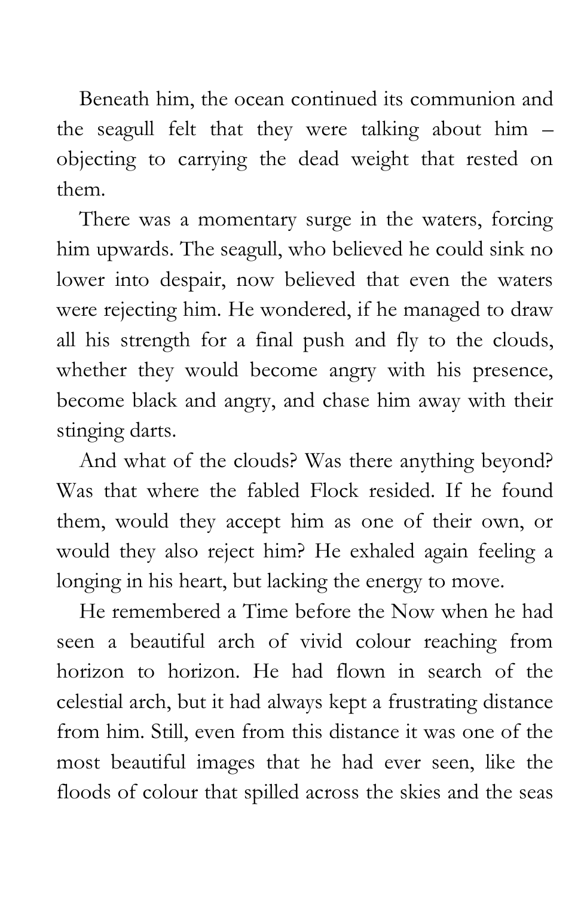Beneath him, the ocean continued its communion and the seagull felt that they were talking about him – objecting to carrying the dead weight that rested on them.

There was a momentary surge in the waters, forcing him upwards. The seagull, who believed he could sink no lower into despair, now believed that even the waters were rejecting him. He wondered, if he managed to draw all his strength for a final push and fly to the clouds, whether they would become angry with his presence, become black and angry, and chase him away with their stinging darts.

And what of the clouds? Was there anything beyond? Was that where the fabled Flock resided. If he found them, would they accept him as one of their own, or would they also reject him? He exhaled again feeling a longing in his heart, but lacking the energy to move.

He remembered a Time before the Now when he had seen a beautiful arch of vivid colour reaching from horizon to horizon. He had flown in search of the celestial arch, but it had always kept a frustrating distance from him. Still, even from this distance it was one of the most beautiful images that he had ever seen, like the floods of colour that spilled across the skies and the seas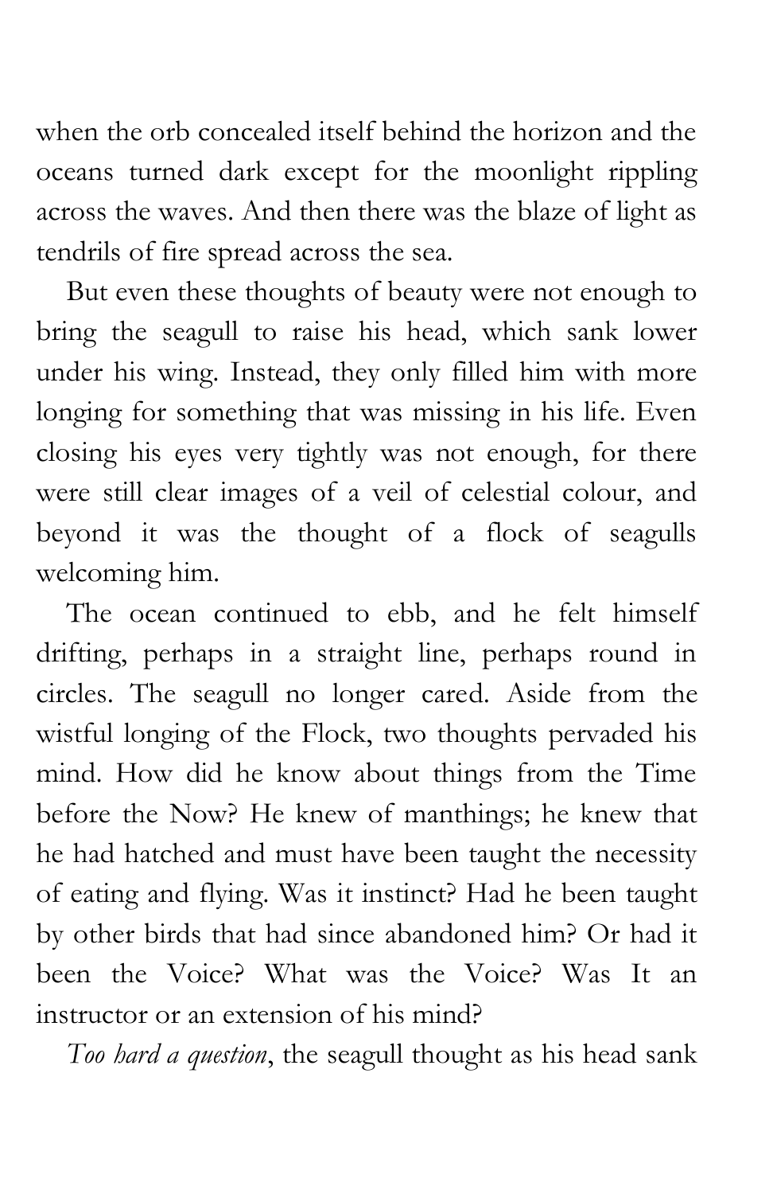when the orb concealed itself behind the horizon and the oceans turned dark except for the moonlight rippling across the waves. And then there was the blaze of light as tendrils of fire spread across the sea.

But even these thoughts of beauty were not enough to bring the seagull to raise his head, which sank lower under his wing. Instead, they only filled him with more longing for something that was missing in his life. Even closing his eyes very tightly was not enough, for there were still clear images of a veil of celestial colour, and beyond it was the thought of a flock of seagulls welcoming him.

The ocean continued to ebb, and he felt himself drifting, perhaps in a straight line, perhaps round in circles. The seagull no longer cared. Aside from the wistful longing of the Flock, two thoughts pervaded his mind. How did he know about things from the Time before the Now? He knew of manthings; he knew that he had hatched and must have been taught the necessity of eating and flying. Was it instinct? Had he been taught by other birds that had since abandoned him? Or had it been the Voice? What was the Voice? Was It an instructor or an extension of his mind?

*Too hard a question*, the seagull thought as his head sank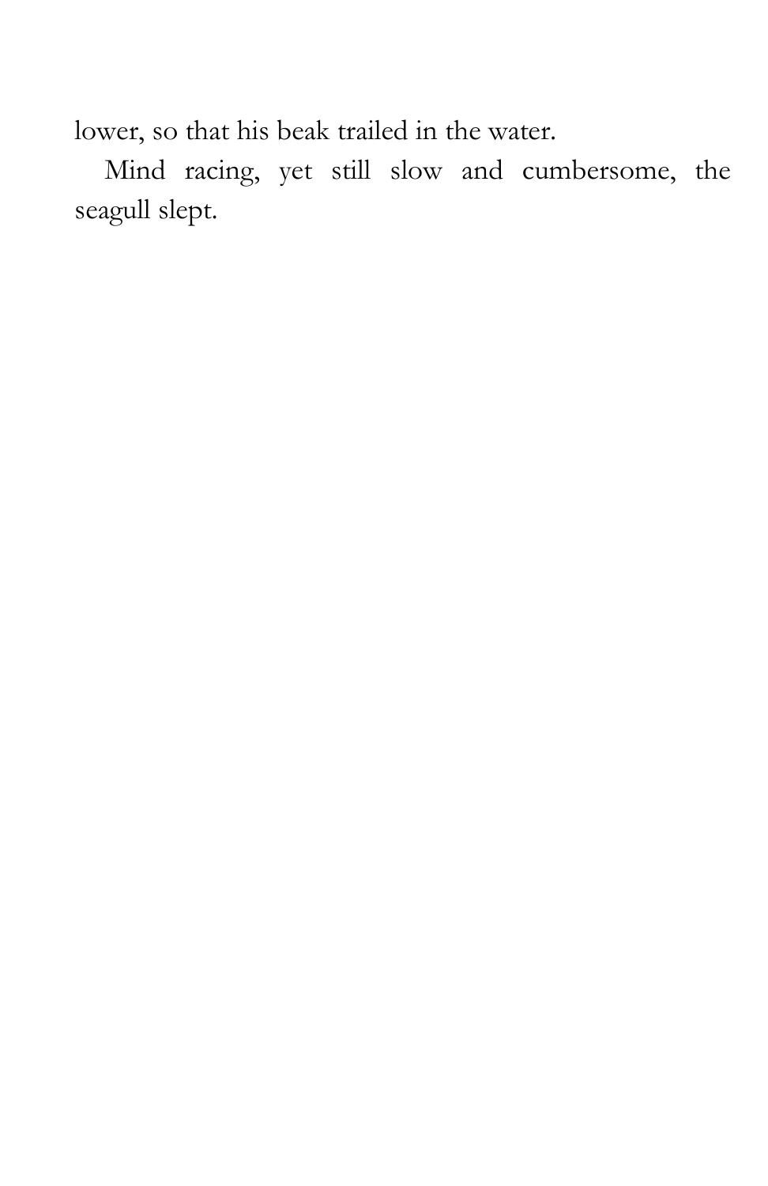lower, so that his beak trailed in the water.

Mind racing, yet still slow and cumbersome, the seagull slept.